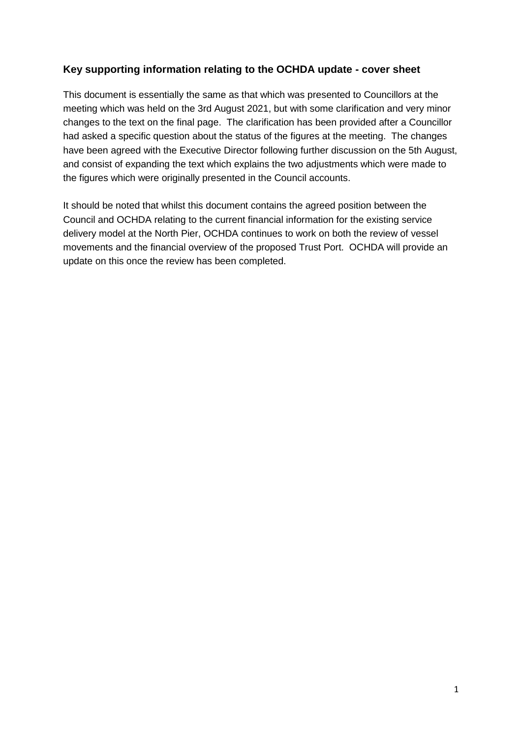## Key supporting information relating to the OCHDA update - cover sheet

This document is essentially the same as that which was presented to Councillors at the meeting which was held on the 3rd August 2021, but with some clarification and very minor changes to the text on the final page. The clarification has been provided after a Councillor had asked a specific question about the status of the figures at the meeting. The changes have been agreed with the Executive Director following further discussion on the 5th August, and consist of expanding the text which explains the two adjustments which were made to the figures which were originally presented in the Council accounts.

It should be noted that whilst this document contains the agreed position between the Council and OCHDA relating to the current financial information for the existing service delivery model at the North Pier, OCHDA continues to work on both the review of vessel movements and the financial overview of the proposed Trust Port. OCHDA will provide an update on this once the review has been completed.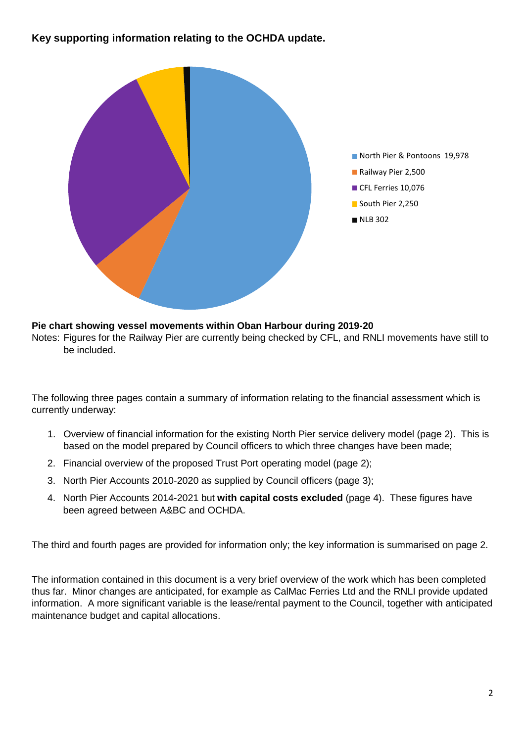**Key supporting information relating to the OCHDA update.**

- North Pier & Pontoons 19,978
- Railway Pier 2,500
- CFL Ferries 10,076
- South Pier 2,250
- NLB 302

**Pie chart showing vessel movements within Oban Harbour during 2019-20**

Notes: Figures for the Railway Pier are currently being checked by CFL, and RNLI movements have still to be included.

The following three pages contain a summary of information relating to the financial assessment which is currently underway:

1. Overview of financial information for the existing North Pier service delivery model (page 2). This is based on the model prepared by Council officers to which three changes have been made;
2. Financial overview of the proposed Trust Port operating model (page 2);
3. North Pier Accounts 2010-2020 as supplied by Council officers (page 3);
4. North Pier Accounts 2014-2021 but **with capital costs excluded** (page 4). These figures have been agreed between A&BC and OCHDA.

The third and fourth pages are provided for information only; the key information is summarised on page 2.

The information contained in this document is a very brief overview of the work which has been completed thus far. Minor changes are anticipated, for example as CalMac Ferries Ltd and the RNLI provide updated information. A more significant variable is the lease/rental payment to the Council, together with anticipated maintenance budget and capital allocations.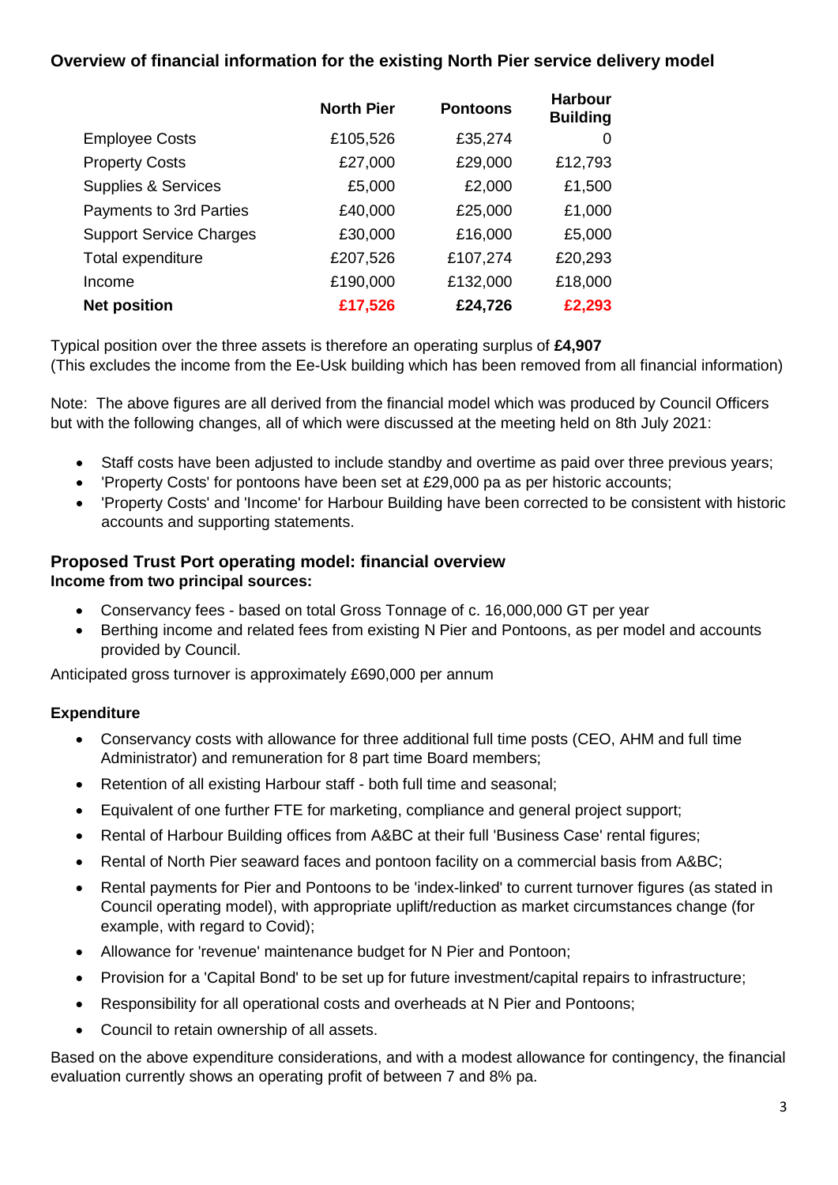## Overview of financial information for the existing North Pier service delivery model

| | North Pier | Pontoons | Harbour Building |
|---|---|---|---|
| Employee Costs | £105,526 | £35,274 | 0 |
| Property Costs | £27,000 | £29,000 | £12,793 |
| Supplies & Services | £5,000 | £2,000 | £1,500 |
| Payments to 3rd Parties | £40,000 | £25,000 | £1,000 |
| Support Service Charges | £30,000 | £16,000 | £5,000 |
| Total expenditure | £207,526 | £107,274 | £20,293 |
| Income | £190,000 | £132,000 | £18,000 |
| **Net position** | **£17,526** | **£24,726** | **£2,293** |

Typical position over the three assets is therefore an operating surplus of **£4,907**
(This excludes the income from the Ee-Usk building which has been removed from all financial information)

Note: The above figures are all derived from the financial model which was produced by Council Officers but with the following changes, all of which were discussed at the meeting held on 8th July 2021:

- Staff costs have been adjusted to include standby and overtime as paid over three previous years;
- 'Property Costs' for pontoons have been set at £29,000 pa as per historic accounts;
- 'Property Costs' and 'Income' for Harbour Building have been corrected to be consistent with historic accounts and supporting statements.

## Proposed Trust Port operating model: financial overview

**Income from two principal sources:**

- Conservancy fees - based on total Gross Tonnage of c. 16,000,000 GT per year
- Berthing income and related fees from existing N Pier and Pontoons, as per model and accounts provided by Council.

Anticipated gross turnover is approximately £690,000 per annum

### Expenditure

- Conservancy costs with allowance for three additional full time posts (CEO, AHM and full time Administrator) and remuneration for 8 part time Board members;
- Retention of all existing Harbour staff - both full time and seasonal;
- Equivalent of one further FTE for marketing, compliance and general project support;
- Rental of Harbour Building offices from A&BC at their full 'Business Case' rental figures;
- Rental of North Pier seaward faces and pontoon facility on a commercial basis from A&BC;
- Rental payments for Pier and Pontoons to be 'index-linked' to current turnover figures (as stated in Council operating model), with appropriate uplift/reduction as market circumstances change (for example, with regard to Covid);
- Allowance for 'revenue' maintenance budget for N Pier and Pontoon;
- Provision for a 'Capital Bond' to be set up for future investment/capital repairs to infrastructure;
- Responsibility for all operational costs and overheads at N Pier and Pontoons;
- Council to retain ownership of all assets.

Based on the above expenditure considerations, and with a modest allowance for contingency, the financial evaluation currently shows an operating profit of between 7 and 8% pa.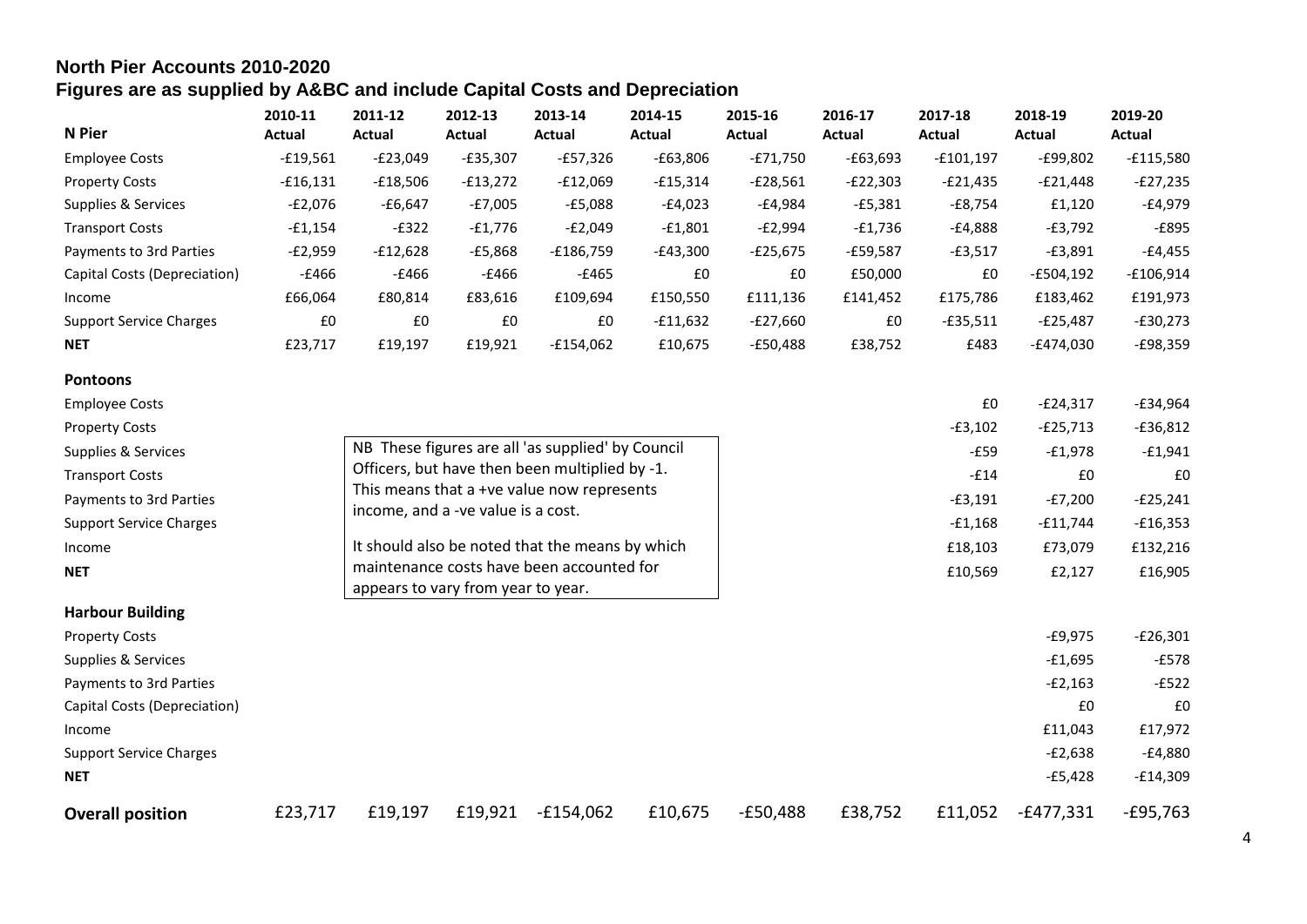## North Pier Accounts 2010-2020

### Figures are as supplied by A&BC and include Capital Costs and Depreciation

| N Pier | 2010-11 Actual | 2011-12 Actual | 2012-13 Actual | 2013-14 Actual | 2014-15 Actual | 2015-16 Actual | 2016-17 Actual | 2017-18 Actual | 2018-19 Actual | 2019-20 Actual |
|---|---|---|---|---|---|---|---|---|---|---|
| Employee Costs | -£19,561 | -£23,049 | -£35,307 | -£57,326 | -£63,806 | -£71,750 | -£63,693 | -£101,197 | -£99,802 | -£115,580 |
| Property Costs | -£16,131 | -£18,506 | -£13,272 | -£12,069 | -£15,314 | -£28,561 | -£22,303 | -£21,435 | -£21,448 | -£27,235 |
| Supplies & Services | -£2,076 | -£6,647 | -£7,005 | -£5,088 | -£4,023 | -£4,984 | -£5,381 | -£8,754 | £1,120 | -£4,979 |
| Transport Costs | -£1,154 | -£322 | -£1,776 | -£2,049 | -£1,801 | -£2,994 | -£1,736 | -£4,888 | -£3,792 | -£895 |
| Payments to 3rd Parties | -£2,959 | -£12,628 | -£5,868 | -£186,759 | -£43,300 | -£25,675 | -£59,587 | -£3,517 | -£3,891 | -£4,455 |
| Capital Costs (Depreciation) | -£466 | -£466 | -£466 | -£465 | £0 | £0 | £50,000 | £0 | -£504,192 | -£106,914 |
| Income | £66,064 | £80,814 | £83,616 | £109,694 | £150,550 | £111,136 | £141,452 | £175,786 | £183,462 | £191,973 |
| Support Service Charges | £0 | £0 | £0 | £0 | -£11,632 | -£27,660 | £0 | -£35,511 | -£25,487 | -£30,273 |
| **NET** | £23,717 | £19,197 | £19,921 | -£154,062 | £10,675 | -£50,488 | £38,752 | £483 | -£474,030 | -£98,359 |
| **Pontoons** | | | | | | | | | | |
| Employee Costs | | | | | | | | £0 | -£24,317 | -£34,964 |
| Property Costs | | | | | | | | -£3,102 | -£25,713 | -£36,812 |
| Supplies & Services | | | | | | | | -£59 | -£1,978 | -£1,941 |
| Transport Costs | | | | | | | | -£14 | £0 | £0 |
| Payments to 3rd Parties | | | | | | | | -£3,191 | -£7,200 | -£25,241 |
| Support Service Charges | | | | | | | | -£1,168 | -£11,744 | -£16,353 |
| Income | | | | | | | | £18,103 | £73,079 | £132,216 |
| **NET** | | | | | | | | £10,569 | £2,127 | £16,905 |
| **Harbour Building** | | | | | | | | | | |
| Property Costs | | | | | | | | | -£9,975 | -£26,301 |
| Supplies & Services | | | | | | | | | -£1,695 | -£578 |
| Payments to 3rd Parties | | | | | | | | | -£2,163 | -£522 |
| Capital Costs (Depreciation) | | | | | | | | | £0 | £0 |
| Income | | | | | | | | | £11,043 | £17,972 |
| Support Service Charges | | | | | | | | | -£2,638 | -£4,880 |
| **NET** | | | | | | | | | -£5,428 | -£14,309 |
| **Overall position** | £23,717 | £19,197 | £19,921 | -£154,062 | £10,675 | -£50,488 | £38,752 | £11,052 | -£477,331 | -£95,763 |

NB These figures are all 'as supplied' by Council Officers, but have then been multiplied by -1. This means that a +ve value now represents income, and a -ve value is a cost.

It should also be noted that the means by which maintenance costs have been accounted for appears to vary from year to year.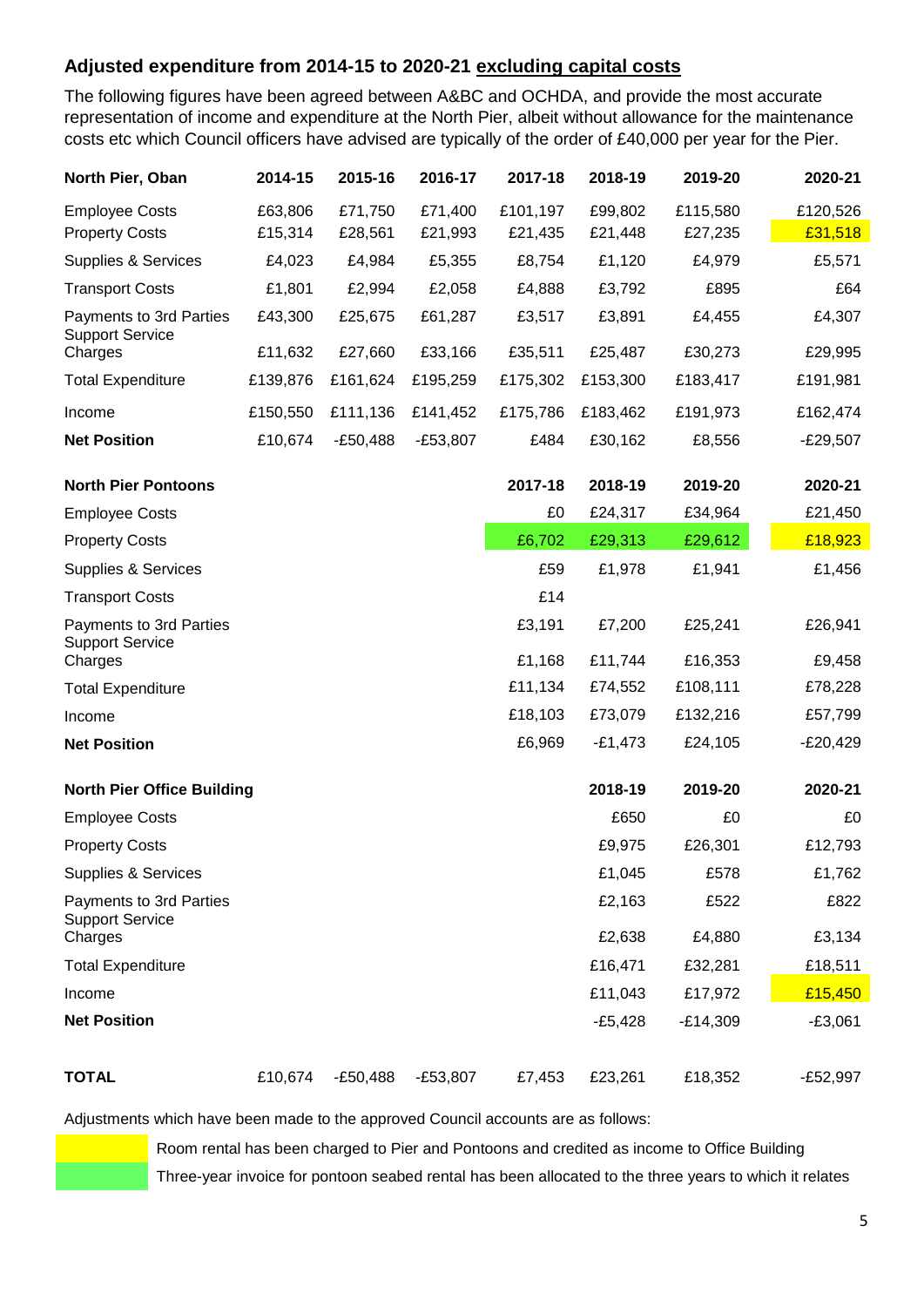## Adjusted expenditure from 2014-15 to 2020-21 excluding capital costs

The following figures have been agreed between A&BC and OCHDA, and provide the most accurate representation of income and expenditure at the North Pier, albeit without allowance for the maintenance costs etc which Council officers have advised are typically of the order of £40,000 per year for the Pier.

| North Pier, Oban | 2014-15 | 2015-16 | 2016-17 | 2017-18 | 2018-19 | 2019-20 | 2020-21 |
|---|---|---|---|---|---|---|---|
| Employee Costs | £63,806 | £71,750 | £71,400 | £101,197 | £99,802 | £115,580 | £120,526 |
| Property Costs | £15,314 | £28,561 | £21,993 | £21,435 | £21,448 | £27,235 | £31,518 |
| Supplies & Services | £4,023 | £4,984 | £5,355 | £8,754 | £1,120 | £4,979 | £5,571 |
| Transport Costs | £1,801 | £2,994 | £2,058 | £4,888 | £3,792 | £895 | £64 |
| Payments to 3rd Parties | £43,300 | £25,675 | £61,287 | £3,517 | £3,891 | £4,455 | £4,307 |
| Support Service Charges | £11,632 | £27,660 | £33,166 | £35,511 | £25,487 | £30,273 | £29,995 |
| Total Expenditure | £139,876 | £161,624 | £195,259 | £175,302 | £153,300 | £183,417 | £191,981 |
| Income | £150,550 | £111,136 | £141,452 | £175,786 | £183,462 | £191,973 | £162,474 |
| **Net Position** | £10,674 | -£50,488 | -£53,807 | £484 | £30,162 | £8,556 | -£29,507 |
| **North Pier Pontoons** | | | | **2017-18** | **2018-19** | **2019-20** | **2020-21** |
| Employee Costs | | | | £0 | £24,317 | £34,964 | £21,450 |
| Property Costs | | | | £6,702 | £29,313 | £29,612 | £18,923 |
| Supplies & Services | | | | £59 | £1,978 | £1,941 | £1,456 |
| Transport Costs | | | | £14 | | | |
| Payments to 3rd Parties | | | | £3,191 | £7,200 | £25,241 | £26,941 |
| Support Service Charges | | | | £1,168 | £11,744 | £16,353 | £9,458 |
| Total Expenditure | | | | £11,134 | £74,552 | £108,111 | £78,228 |
| Income | | | | £18,103 | £73,079 | £132,216 | £57,799 |
| **Net Position** | | | | £6,969 | -£1,473 | £24,105 | -£20,429 |
| **North Pier Office Building** | | | | | **2018-19** | **2019-20** | **2020-21** |
| Employee Costs | | | | | £650 | £0 | £0 |
| Property Costs | | | | | £9,975 | £26,301 | £12,793 |
| Supplies & Services | | | | | £1,045 | £578 | £1,762 |
| Payments to 3rd Parties | | | | | £2,163 | £522 | £822 |
| Support Service Charges | | | | | £2,638 | £4,880 | £3,134 |
| Total Expenditure | | | | | £16,471 | £32,281 | £18,511 |
| Income | | | | | £11,043 | £17,972 | £15,450 |
| **Net Position** | | | | | -£5,428 | -£14,309 | -£3,061 |
| **TOTAL** | £10,674 | -£50,488 | -£53,807 | £7,453 | £23,261 | £18,352 | -£52,997 |

Adjustments which have been made to the approved Council accounts are as follows:

- (Yellow) Room rental has been charged to Pier and Pontoons and credited as income to Office Building
- (Green) Three-year invoice for pontoon seabed rental has been allocated to the three years to which it relates